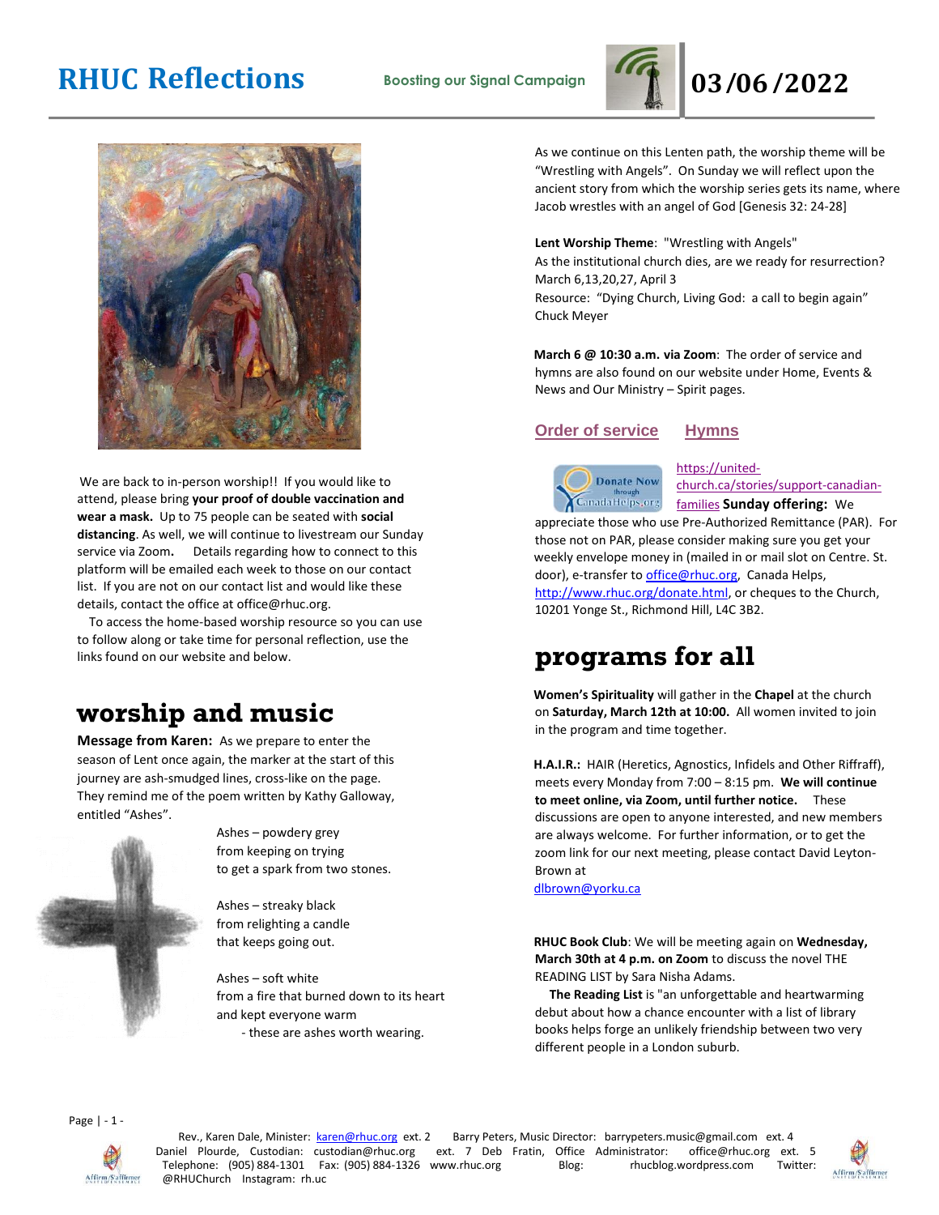# RHUC Reflections

**Boosting our Signal Campaign**

# 03/06/2022

We are back to in-person worship!! If you would like to attend, please bring **your proof of double vaccination and wear a mask.** Up to 75 people can be seated with **social distancing**. As well, we will continue to livestream our Sunday service via Zoom**.** Details regarding how to connect to this platform will be emailed each week to those on our contact list. If you are not on our contact list and would like these details, contact the office at office@rhuc.org.

To access the home-based worship resource so you can use to follow along or take time for personal reflection, use the links found on our website and below.

## worship and music

**Message from Karen:** As we prepare to enter the season of Lent once again, the marker at the start of this journey are ash-smudged lines, cross-like on the page. They remind me of the poem written by Kathy Galloway, entitled "Ashes".

Ashes – powdery grey
from keeping on trying
to get a spark from two stones.

Ashes – streaky black
from relighting a candle
that keeps going out.

Ashes – soft white
from a fire that burned down to its heart
and kept everyone warm
- these are ashes worth wearing.

As we continue on this Lenten path, the worship theme will be "Wrestling with Angels". On Sunday we will reflect upon the ancient story from which the worship series gets its name, where Jacob wrestles with an angel of God [Genesis 32: 24-28]

**Lent Worship Theme**: "Wrestling with Angels"
As the institutional church dies, are we ready for resurrection?
March 6,13,20,27, April 3
Resource: "Dying Church, Living God: a call to begin again" Chuck Meyer

**March 6 @ 10:30 a.m. via Zoom**: The order of service and hymns are also found on our website under Home, Events & News and Our Ministry – Spirit pages.

Order of service    Hymns

https://united-church.ca/stories/support-canadian-families **Sunday offering:** We appreciate those who use Pre-Authorized Remittance (PAR). For those not on PAR, please consider making sure you get your weekly envelope money in (mailed in or mail slot on Centre. St. door), e-transfer to office@rhuc.org, Canada Helps, http://www.rhuc.org/donate.html, or cheques to the Church, 10201 Yonge St., Richmond Hill, L4C 3B2.

## programs for all

**Women's Spirituality** will gather in the **Chapel** at the church on **Saturday, March 12th at 10:00.** All women invited to join in the program and time together.

**H.A.I.R.:** HAIR (Heretics, Agnostics, Infidels and Other Riffraff), meets every Monday from 7:00 – 8:15 pm. **We will continue to meet online, via Zoom, until further notice.** These discussions are open to anyone interested, and new members are always welcome. For further information, or to get the zoom link for our next meeting, please contact David Leyton-Brown at dlbrown@yorku.ca

**RHUC Book Club**: We will be meeting again on **Wednesday, March 30th at 4 p.m. on Zoom** to discuss the novel THE READING LIST by Sara Nisha Adams.

**The Reading List** is "an unforgettable and heartwarming debut about how a chance encounter with a list of library books helps forge an unlikely friendship between two very different people in a London suburb.

Rev., Karen Dale, Minister: karen@rhuc.org ext. 2    Barry Peters, Music Director: barrypeters.music@gmail.com ext. 4
Daniel Plourde, Custodian: custodian@rhuc.org ext. 7 Deb Fratin, Office Administrator: office@rhuc.org ext. 5
Telephone: (905) 884-1301 Fax: (905) 884-1326 www.rhuc.org Blog: rhucblog.wordpress.com Twitter: @RHUChurch Instagram: rh.uc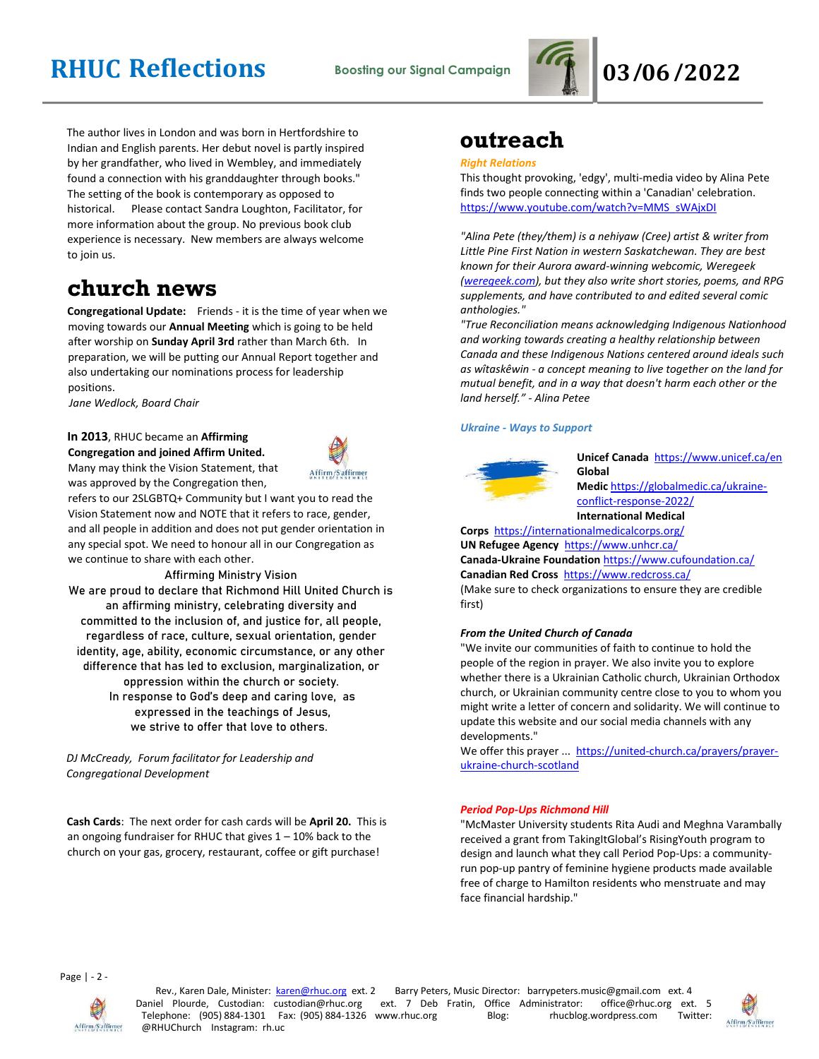The author lives in London and was born in Hertfordshire to Indian and English parents. Her debut novel is partly inspired by her grandfather, who lived in Wembley, and immediately found a connection with his granddaughter through books." The setting of the book is contemporary as opposed to historical. Please contact Sandra Loughton, Facilitator, for more information about the group. No previous book club experience is necessary. New members are always welcome to join us.

# church news

**Congregational Update:** Friends - it is the time of year when we moving towards our **Annual Meeting** which is going to be held after worship on **Sunday April 3rd** rather than March 6th. In preparation, we will be putting our Annual Report together and also undertaking our nominations process for leadership positions.

*Jane Wedlock, Board Chair*

**In 2013**, RHUC became an **Affirming Congregation and joined Affirm United.** Many may think the Vision Statement, that was approved by the Congregation then, refers to our 2SLGBTQ+ Community but I want you to read the Vision Statement now and NOTE that it refers to race, gender, and all people in addition and does not put gender orientation in any special spot. We need to honour all in our Congregation as we continue to share with each other.

Affirming Ministry Vision

We are proud to declare that Richmond Hill United Church is an affirming ministry, celebrating diversity and committed to the inclusion of, and justice for, all people, regardless of race, cultural, sexual orientation, gender identity, age, ability, economic circumstance, or any other difference that has led to exclusion, marginalization, or oppression within the church or society.
In response to God's deep and caring love, as expressed in the teachings of Jesus, we strive to offer that love to others.

*DJ McCready, Forum facilitator for Leadership and Congregational Development*

**Cash Cards**: The next order for cash cards will be **April 20.** This is an ongoing fundraiser for RHUC that gives 1 – 10% back to the church on your gas, grocery, restaurant, coffee or gift purchase!

# outreach

***Right Relations***

This thought provoking, 'edgy', multi-media video by Alina Pete finds two people connecting within a 'Canadian' celebration. https://www.youtube.com/watch?v=MMS_sWAjxDI

*"Alina Pete (they/them) is a nehiyaw (Cree) artist & writer from Little Pine First Nation in western Saskatchewan. They are best known for their Aurora award-winning webcomic, Weregeek (weregeek.com), but they also write short stories, poems, and RPG supplements, and have contributed to and edited several comic anthologies."*

*"True Reconciliation means acknowledging Indigenous Nationhood and working towards creating a healthy relationship between Canada and these Indigenous Nations centered around ideals such as wîtaskêwin - a concept meaning to live together on the land for mutual benefit, and in a way that doesn't harm each other or the land herself." - Alina Petee*

***Ukraine - Ways to Support***

**Unicef Canada** https://www.unicef.ca/en
**Global Medic** https://globalmedic.ca/ukraine-conflict-response-2022/
**International Medical Corps** https://internationalmedicalcorps.org/
**UN Refugee Agency** https://www.unhcr.ca/
**Canada-Ukraine Foundation** https://www.cufoundation.ca/
**Canadian Red Cross** https://www.redcross.ca/
(Make sure to check organizations to ensure they are credible first)

***From the United Church of Canada***

"We invite our communities of faith to continue to hold the people of the region in prayer. We also invite you to explore whether there is a Ukrainian Catholic church, Ukrainian Orthodox church, or Ukrainian community centre close to you to whom you might write a letter of concern and solidarity. We will continue to update this website and our social media channels with any developments."

We offer this prayer ... https://united-church.ca/prayers/prayer-ukraine-church-scotland

***Period Pop-Ups Richmond Hill***

"McMaster University students Rita Audi and Meghna Varambally received a grant from TakingItGlobal's RisingYouth program to design and launch what they call Period Pop-Ups: a community-run pop-up pantry of feminine hygiene products made available free of charge to Hamilton residents who menstruate and may face financial hardship."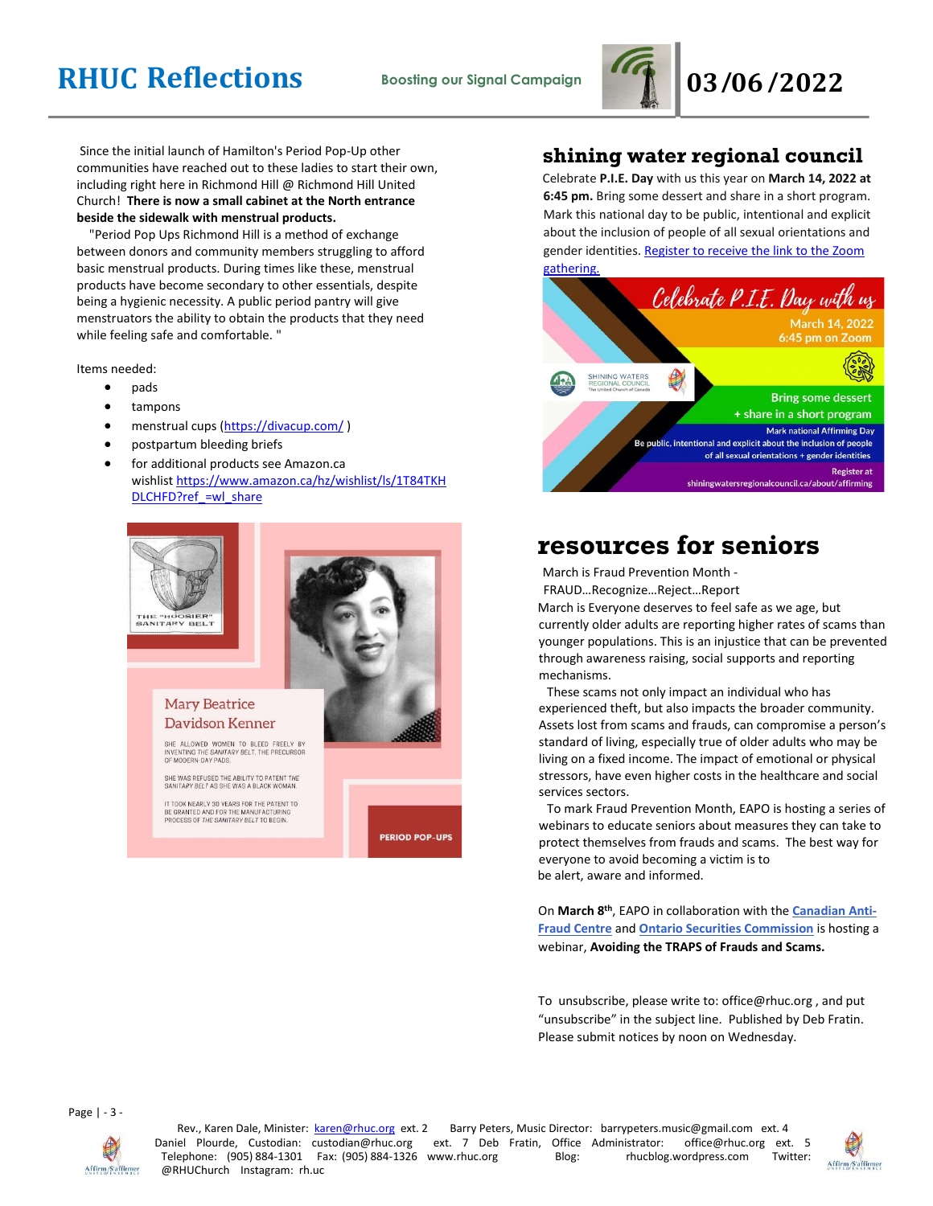Since the initial launch of Hamilton's Period Pop-Up other communities have reached out to these ladies to start their own, including right here in Richmond Hill @ Richmond Hill United Church! **There is now a small cabinet at the North entrance beside the sidewalk with menstrual products.**

"Period Pop Ups Richmond Hill is a method of exchange between donors and community members struggling to afford basic menstrual products. During times like these, menstrual products have become secondary to other essentials, despite being a hygienic necessity. A public period pantry will give menstruators the ability to obtain the products that they need while feeling safe and comfortable. "

Items needed:

- pads
- tampons
- menstrual cups (https://divacup.com/ )
- postpartum bleeding briefs
- for additional products see Amazon.ca wishlist https://www.amazon.ca/hz/wishlist/ls/1T84TKHDLCHFD?ref_=wl_share

THE "HOOSIER" SANITARY BELT

Mary Beatrice Davidson Kenner

SHE ALLOWED WOMEN TO BLEED FREELY BY INVENTING THE SANITARY BELT, THE PRECURSOR OF MODERN-DAY PADS.

SHE WAS REFUSED THE ABILITY TO PATENT THE SANITARY BELT AS SHE WAS A BLACK WOMAN.

IT TOOK NEARLY 30 YEARS FOR THE PATENT TO BE GRANTED AND FOR THE MANUFACTURING PROCESS OF THE SANITARY BELT TO BEGIN.

PERIOD POP-UPS

## shining water regional council

Celebrate **P.I.E. Day** with us this year on **March 14, 2022 at 6:45 pm.** Bring some dessert and share in a short program. Mark this national day to be public, intentional and explicit about the inclusion of people of all sexual orientations and gender identities. Register to receive the link to the Zoom gathering.

Celebrate P.I.E. Day with us

March 14, 2022
6:45 pm on Zoom

SHINING WATERS REGIONAL COUNCIL
The United Church of Canada

Bring some dessert
+ share in a short program

Mark national Affirming Day
Be public, intentional and explicit about the inclusion of people of all sexual orientations + gender identities

Register at
shiningwatersregionalcouncil.ca/about/affirming

## resources for seniors

March is Fraud Prevention Month -
FRAUD...Recognize...Reject...Report

March is Everyone deserves to feel safe as we age, but currently older adults are reporting higher rates of scams than younger populations. This is an injustice that can be prevented through awareness raising, social supports and reporting mechanisms.

These scams not only impact an individual who has experienced theft, but also impacts the broader community. Assets lost from scams and frauds, can compromise a person's standard of living, especially true of older adults who may be living on a fixed income. The impact of emotional or physical stressors, have even higher costs in the healthcare and social services sectors.

To mark Fraud Prevention Month, EAPO is hosting a series of webinars to educate seniors about measures they can take to protect themselves from frauds and scams. The best way for everyone to avoid becoming a victim is to be alert, aware and informed.

On **March 8th**, EAPO in collaboration with the **Canadian Anti-Fraud Centre** and **Ontario Securities Commission** is hosting a webinar, **Avoiding the TRAPS of Frauds and Scams.**

To unsubscribe, please write to: office@rhuc.org , and put "unsubscribe" in the subject line. Published by Deb Fratin. Please submit notices by noon on Wednesday.

Rev., Karen Dale, Minister: karen@rhuc.org ext. 2 Barry Peters, Music Director: barrypeters.music@gmail.com ext. 4 Daniel Plourde, Custodian: custodian@rhuc.org ext. 7 Deb Fratin, Office Administrator: office@rhuc.org ext. 5 Telephone: (905) 884-1301 Fax: (905) 884-1326 www.rhuc.org Blog: rhucblog.wordpress.com Twitter: @RHUChurch Instagram: rh.uc